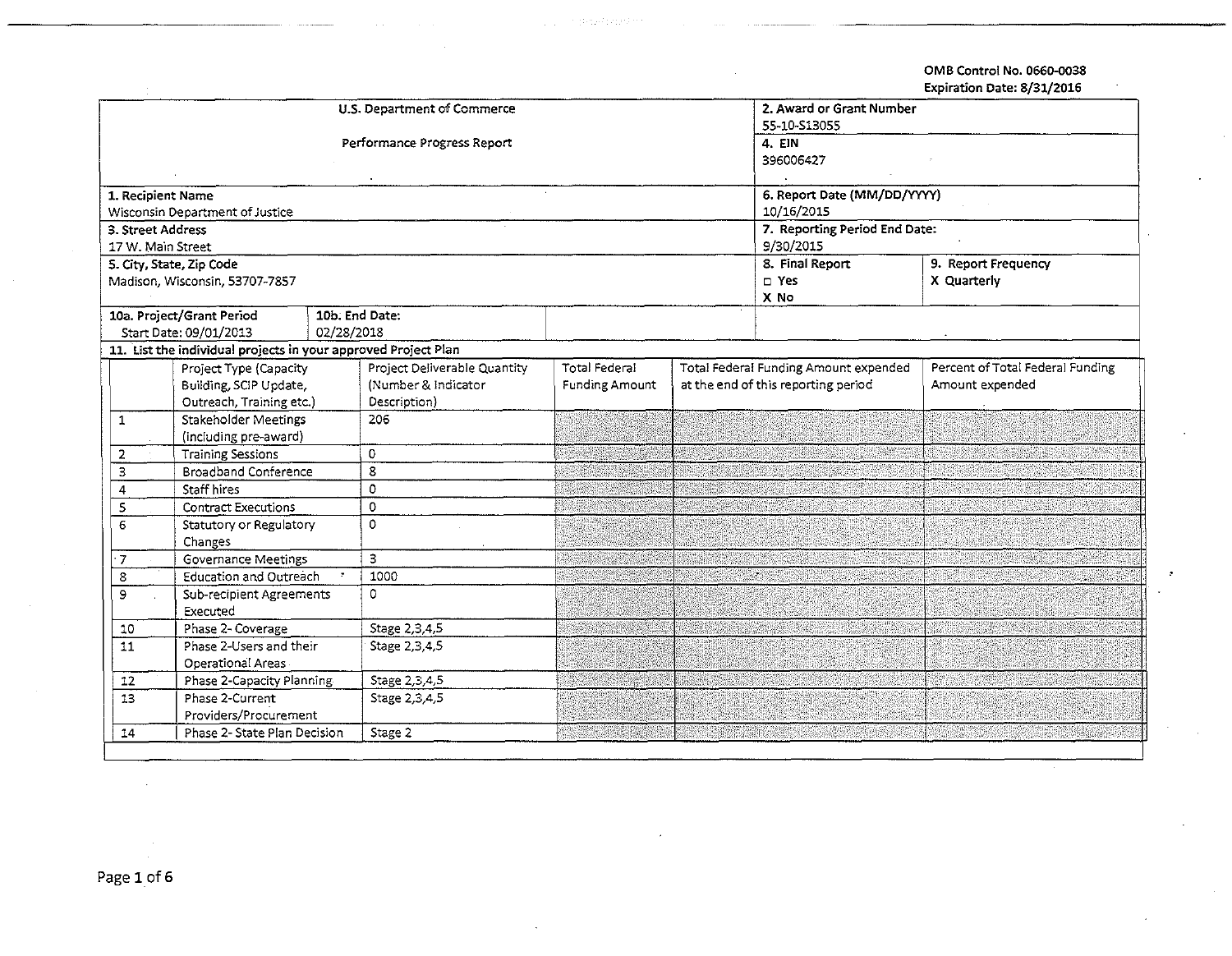OMB Control No. 0660-0038
Expiration Date: 8/31/2016

| U.S. Department of Commerce | 2. Award or Grant Number |
|---|---|
| Performance Progress Report | 55-10-S13055 |
| | 4. EIN |
| | 396006427 |
| 1. Recipient Name | 6. Report Date (MM/DD/YYYY) |
| Wisconsin Department of Justice | 10/16/2015 |
| 3. Street Address | 7. Reporting Period End Date: |
| 17 W. Main Street | 9/30/2015 |
| 5. City, State, Zip Code | 8. Final Report: □ Yes X No |
| Madison, Wisconsin, 53707-7857 | 9. Report Frequency: X Quarterly |

| 10a. Project/Grant Period | 10b. End Date: |
|---|---|
| Start Date: 09/01/2013 | 02/28/2018 |

11. List the individual projects in your approved Project Plan

| | Project Type (Capacity Building, SCIP Update, Outreach, Training etc.) | Project Deliverable Quantity (Number & Indicator Description) | Total Federal Funding Amount | Total Federal Funding Amount expended at the end of this reporting period | Percent of Total Federal Funding Amount expended |
|---|---|---|---|---|---|
| 1 | Stakeholder Meetings (including pre-award) | 206 | | | |
| 2 | Training Sessions | 0 | | | |
| 3 | Broadband Conference | 8 | | | |
| 4 | Staff hires | 0 | | | |
| 5 | Contract Executions | 0 | | | |
| 6 | Statutory or Regulatory Changes | 0 | | | |
| 7 | Governance Meetings | 3 | | | |
| 8 | Education and Outreach | 1000 | | | |
| 9 | Sub-recipient Agreements Executed | 0 | | | |
| 10 | Phase 2- Coverage | Stage 2,3,4,5 | | | |
| 11 | Phase 2-Users and their Operational Areas | Stage 2,3,4,5 | | | |
| 12 | Phase 2-Capacity Planning | Stage 2,3,4,5 | | | |
| 13 | Phase 2-Current Providers/Procurement | Stage 2,3,4,5 | | | |
| 14 | Phase 2- State Plan Decision | Stage 2 | | | |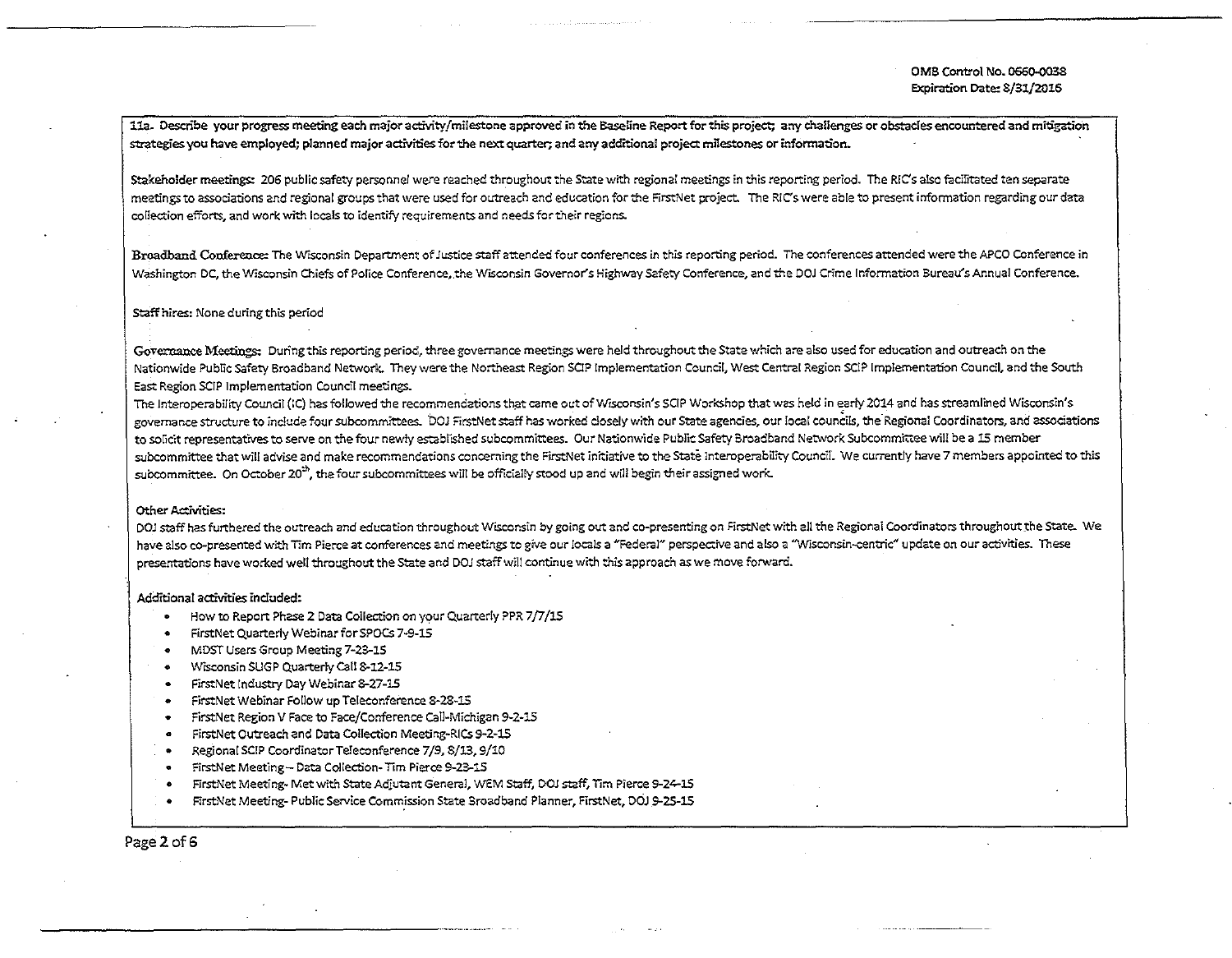OMB Control No. 0660-0038
Expiration Date: 8/31/2016

**11a. Describe your progress meeting each major activity/milestone approved in the Baseline Report for this project; any challenges or obstacles encountered and mitigation strategies you have employed; planned major activities for the next quarter; and any additional project milestones or information.**

Stakeholder meetings: 206 public safety personnel were reached throughout the State with regional meetings in this reporting period. The RIC's also facilitated ten separate meetings to associations and regional groups that were used for outreach and education for the FirstNet project. The RIC's were able to present information regarding our data collection efforts, and work with locals to identify requirements and needs for their regions.

Broadband Conference: The Wisconsin Department of Justice staff attended four conferences in this reporting period. The conferences attended were the APCO Conference in Washington DC, the Wisconsin Chiefs of Police Conference, the Wisconsin Governor's Highway Safety Conference, and the DOJ Crime Information Bureau's Annual Conference.

Staff hires: None during this period

Governance Meetings: During this reporting period, three governance meetings were held throughout the State which are also used for education and outreach on the Nationwide Public Safety Broadband Network. They were the Northeast Region SCIP Implementation Council, West Central Region SCIP Implementation Council, and the South East Region SCIP Implementation Council meetings.
The Interoperability Council (IC) has followed the recommendations that came out of Wisconsin's SCIP Workshop that was held in early 2014 and has streamlined Wisconsin's governance structure to include four subcommittees. DOJ FirstNet staff has worked closely with our State agencies, our local councils, the Regional Coordinators, and associations to solicit representatives to serve on the four newly established subcommittees. Our Nationwide Public Safety Broadband Network Subcommittee will be a 15 member subcommittee that will advise and make recommendations concerning the FirstNet initiative to the State Interoperability Council. We currently have 7 members appointed to this subcommittee. On October 20th, the four subcommittees will be officially stood up and will begin their assigned work.

Other Activities:
DOJ staff has furthered the outreach and education throughout Wisconsin by going out and co-presenting on FirstNet with all the Regional Coordinators throughout the State. We have also co-presented with Tim Pierce at conferences and meetings to give our locals a "Federal" perspective and also a "Wisconsin-centric" update on our activities. These presentations have worked well throughout the State and DOJ staff will continue with this approach as we move forward.

Additional activities included:

- How to Report Phase 2 Data Collection on your Quarterly PPR 7/7/15
- FirstNet Quarterly Webinar for SPOCs 7-9-15
- MDST Users Group Meeting 7-23-15
- Wisconsin SLIGP Quarterly Call 8-12-15
- FirstNet Industry Day Webinar 8-27-15
- FirstNet Webinar Follow up Teleconference 8-28-15
- FirstNet Region V Face to Face/Conference Call-Michigan 9-2-15
- FirstNet Outreach and Data Collection Meeting-RICs 9-2-15
- Regional SCIP Coordinator Teleconference 7/9, 8/13, 9/10
- FirstNet Meeting – Data Collection- Tim Pierce 9-23-15
- FirstNet Meeting- Met with State Adjutant General, WEM Staff, DOJ staff, Tim Pierce 9-24-15
- FirstNet Meeting- Public Service Commission State Broadband Planner, FirstNet, DOJ 9-25-15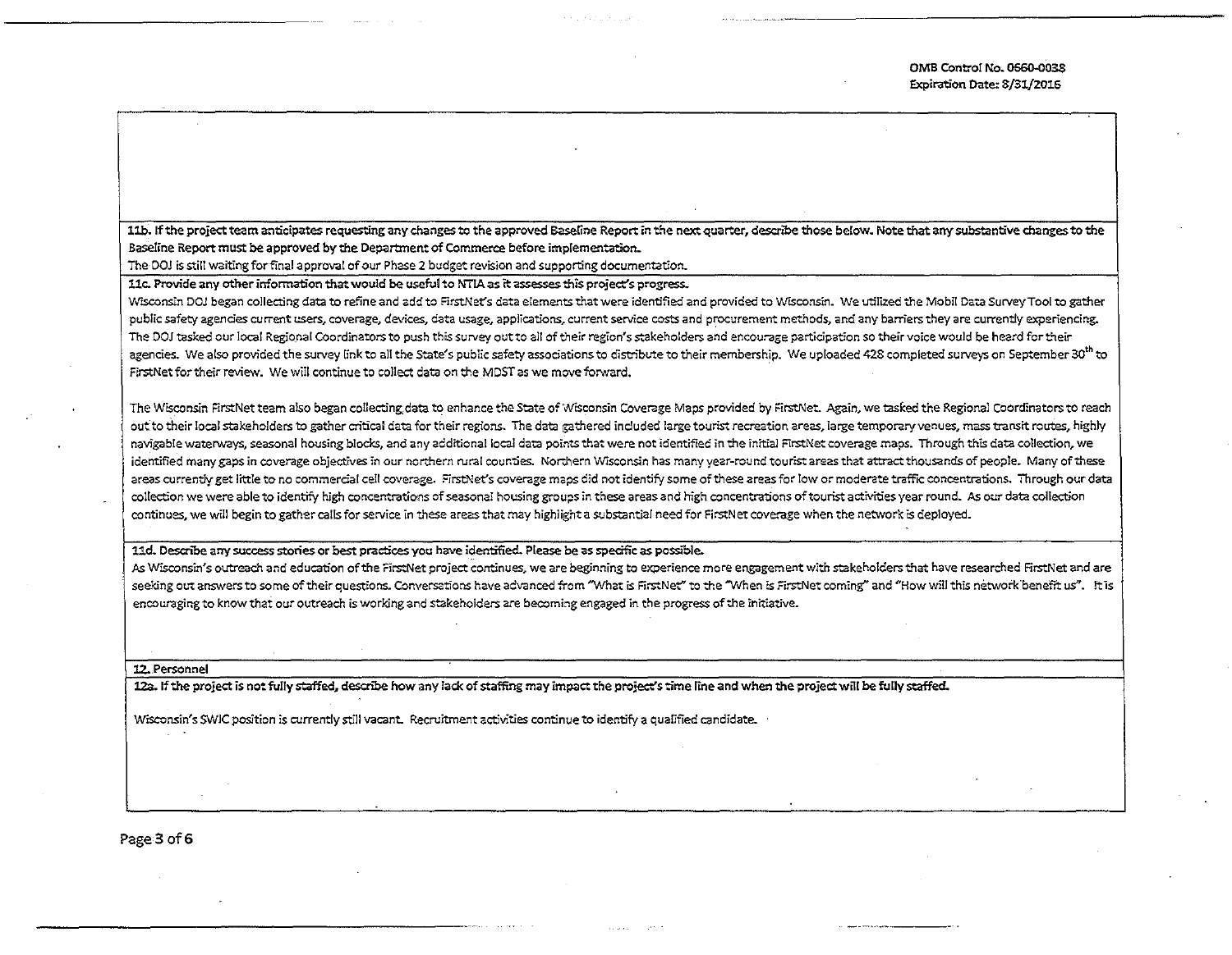**11b. If the project team anticipates requesting any changes to the approved Baseline Report in the next quarter, describe those below. Note that any substantive changes to the Baseline Report must be approved by the Department of Commerce before implementation.**

The DOJ is still waiting for final approval of our Phase 2 budget revision and supporting documentation.

**11c. Provide any other information that would be useful to NTIA as it assesses this project's progress.**

Wisconsin DOJ began collecting data to refine and add to FirstNet's data elements that were identified and provided to Wisconsin. We utilized the Mobil Data Survey Tool to gather public safety agencies current users, coverage, devices, data usage, applications, current service costs and procurement methods, and any barriers they are currently experiencing. The DOJ tasked our local Regional Coordinators to push this survey out to all of their region's stakeholders and encourage participation so their voice would be heard for their agencies. We also provided the survey link to all the State's public safety associations to distribute to their membership. We uploaded 428 completed surveys on September 30th to FirstNet for their review. We will continue to collect data on the MDST as we move forward.

The Wisconsin FirstNet team also began collecting data to enhance the State of Wisconsin Coverage Maps provided by FirstNet. Again, we tasked the Regional Coordinators to reach out to their local stakeholders to gather critical data for their regions. The data gathered included large tourist recreation areas, large temporary venues, mass transit routes, highly navigable waterways, seasonal housing blocks, and any additional local data points that were not identified in the initial FirstNet coverage maps. Through this data collection, we identified many gaps in coverage objectives in our northern rural counties. Northern Wisconsin has many year-round tourist areas that attract thousands of people. Many of these areas currently get little to no commercial cell coverage. FirstNet's coverage maps did not identify some of these areas for low or moderate traffic concentrations. Through our data collection we were able to identify high concentrations of seasonal housing groups in these areas and high concentrations of tourist activities year round. As our data collection continues, we will begin to gather calls for service in these areas that may highlight a substantial need for FirstNet coverage when the network is deployed.

**11d. Describe any success stories or best practices you have identified. Please be as specific as possible.**

As Wisconsin's outreach and education of the FirstNet project continues, we are beginning to experience more engagement with stakeholders that have researched FirstNet and are seeking out answers to some of their questions. Conversations have advanced from "What is FirstNet" to the "When is FirstNet coming" and "How will this network benefit us". It is encouraging to know that our outreach is working and stakeholders are becoming engaged in the progress of the initiative.

**12. Personnel**

**12a. If the project is not fully staffed, describe how any lack of staffing may impact the project's time line and when the project will be fully staffed.**

Wisconsin's SWIC position is currently still vacant. Recruitment activities continue to identify a qualified candidate.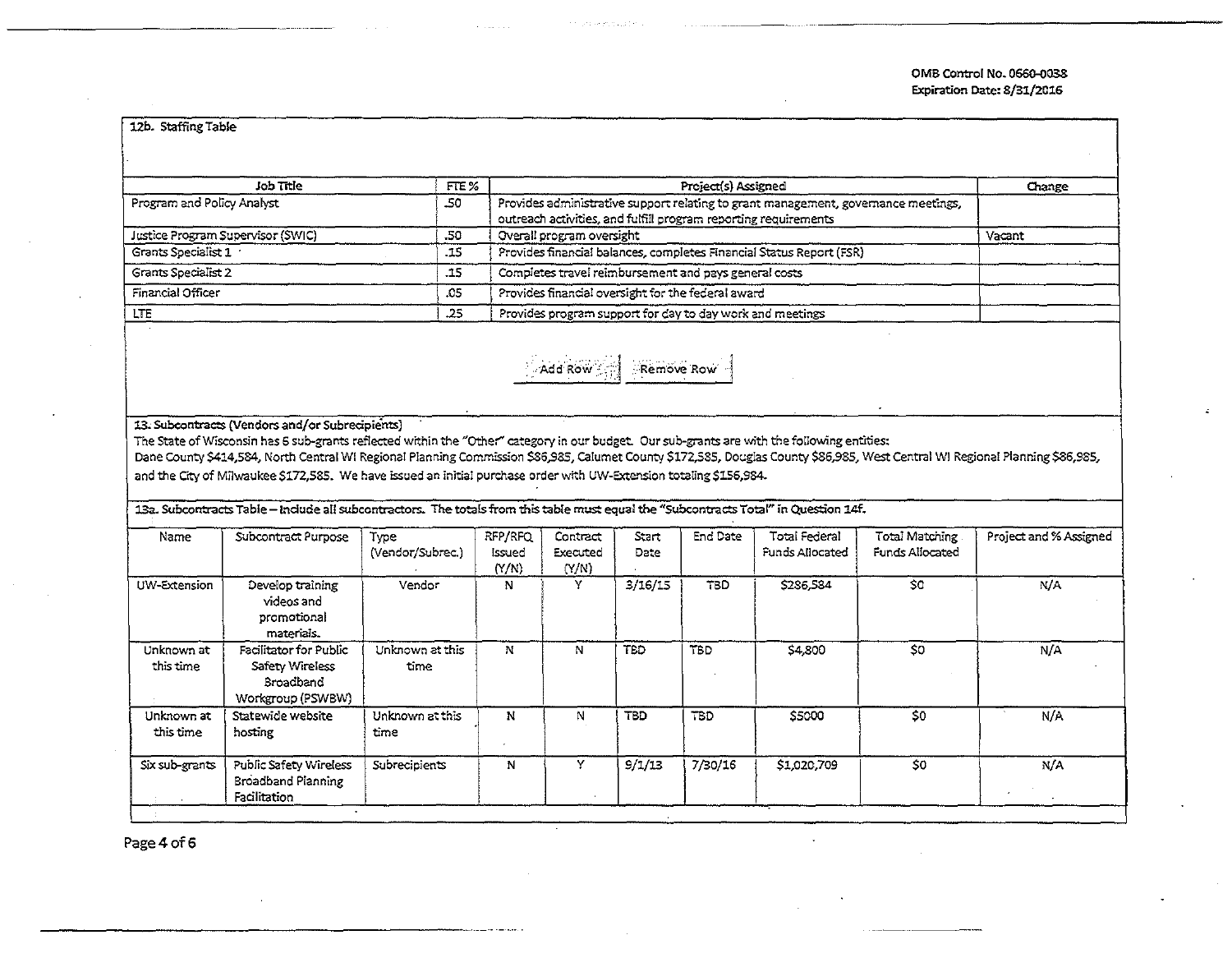### 12b. Staffing Table

| Job Title | FTE % | Project(s) Assigned | Change |
|---|---|---|---|
| Program and Policy Analyst | .50 | Provides administrative support relating to grant management, governance meetings, outreach activities, and fulfill program reporting requirements | |
| Justice Program Supervisor (SWIC) | .50 | Overall program oversight | Vacant |
| Grants Specialist 1 | .15 | Provides financial balances, completes Financial Status Report (FSR) | |
| Grants Specialist 2 | .15 | Completes travel reimbursement and pays general costs | |
| Financial Officer | .05 | Provides financial oversight for the federal award | |
| LTE | .25 | Provides program support for day to day work and meetings | |

Add Row | Remove Row

### 13. Subcontracts (Vendors and/or Subrecipients)

The State of Wisconsin has 6 sub-grants reflected within the "Other" category in our budget. Our sub-grants are with the following entities: Dane County $414,584, North Central WI Regional Planning Commission $86,985, Calumet County $172,585, Douglas County $86,985, West Central WI Regional Planning $86,985, and the City of Milwaukee $172,585. We have issued an initial purchase order with UW-Extension totaling $156,984.

### 13a. Subcontracts Table – Include all subcontractors. The totals from this table must equal the "Subcontracts Total" in Question 14f.

| Name | Subcontract Purpose | Type (Vendor/Subrec.) | RFP/RFQ Issued (Y/N) | Contract Executed (Y/N) | Start Date | End Date | Total Federal Funds Allocated | Total Matching Funds Allocated | Project and % Assigned |
|---|---|---|---|---|---|---|---|---|---|
| UW-Extension | Develop training videos and promotional materials. | Vendor | N | Y | 3/16/15 | TBD | $286,584 | $0 | N/A |
| Unknown at this time | Facilitator for Public Safety Wireless Broadband Workgroup (PSWBW) | Unknown at this time | N | N | TBD | TBD | $4,800 | $0 | N/A |
| Unknown at this time | Statewide website hosting | Unknown at this time | N | N | TBD | TBD | $5000 | $0 | N/A |
| Six sub-grants | Public Safety Wireless Broadband Planning Facilitation | Subrecipients | N | Y | 9/1/13 | 7/30/16 | $1,020,709 | $0 | N/A |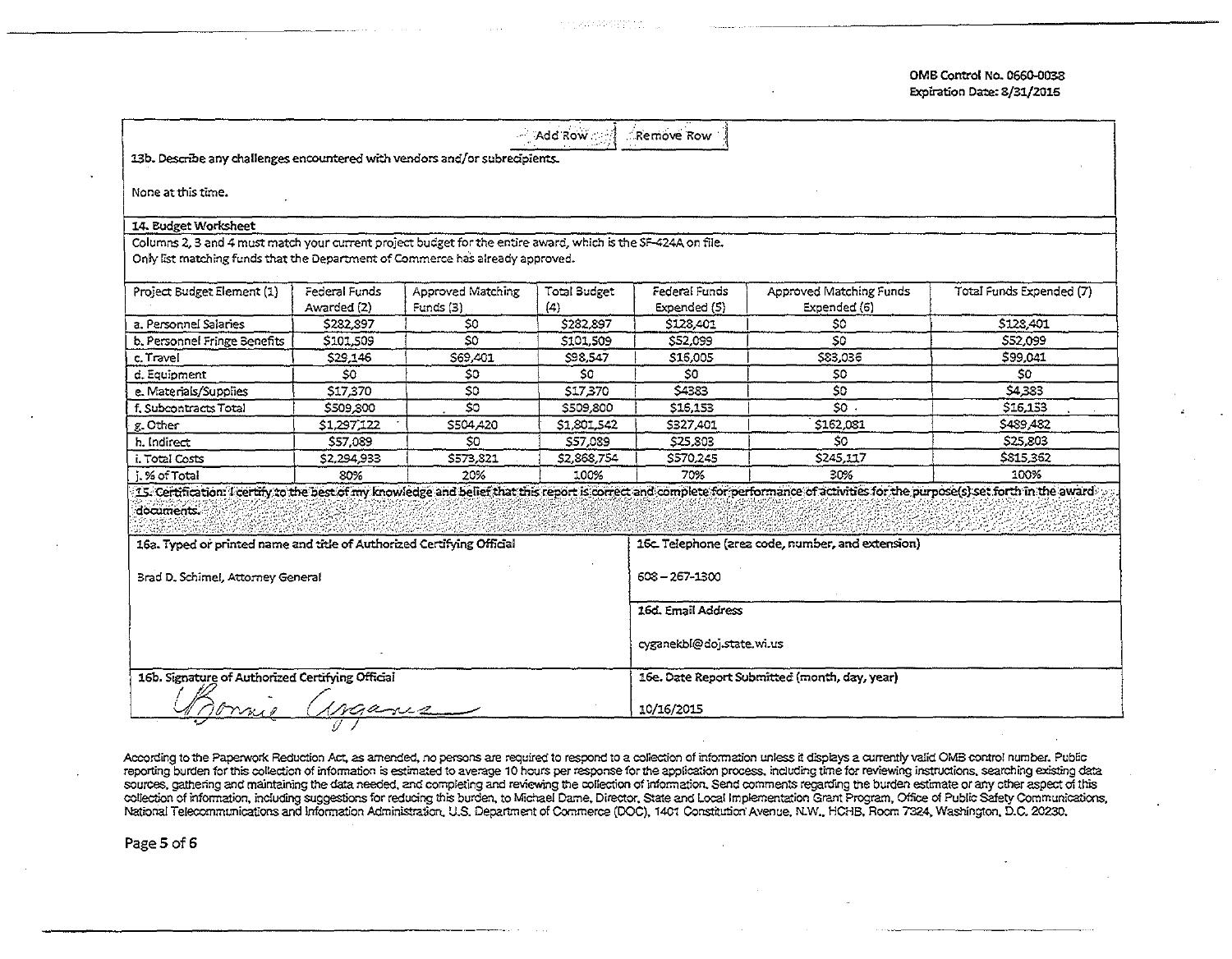OMB Control No. 0660-0038
Expiration Date: 8/31/2016

Add Row | Remove Row

13b. Describe any challenges encountered with vendors and/or subrecipients.

None at this time.

**14. Budget Worksheet**

Columns 2, 3 and 4 must match your current project budget for the entire award, which is the SF-424A on file.
Only list matching funds that the Department of Commerce has already approved.

| Project Budget Element (1) | Federal Funds Awarded (2) | Approved Matching Funds (3) | Total Budget (4) | Federal Funds Expended (5) | Approved Matching Funds Expended (6) | Total Funds Expended (7) |
|---|---|---|---|---|---|---|
| a. Personnel Salaries | $282,897 | $0 | $282,897 | $128,401 | $0 | $128,401 |
| b. Personnel Fringe Benefits | $101,509 | $0 | $101,509 | $52,099 | $0 | $52,099 |
| c. Travel | $29,146 | $69,401 | $98,547 | $16,005 | $83,036 | $99,041 |
| d. Equipment | $0 | $0 | $0 | $0 | $0 | $0 |
| e. Materials/Supplies | $17,370 | $0 | $17,370 | $4383 | $0 | $4,383 |
| f. Subcontracts Total | $509,800 | $0 | $509,800 | $16,153 | $0 | $16,153 |
| g. Other | $1,297,122 | $504,420 | $1,801,542 | $327,401 | $162,081 | $489,482 |
| h. Indirect | $57,089 | $0 | $57,089 | $25,803 | $0 | $25,803 |
| i. Total Costs | $2,294,933 | $573,821 | $2,868,754 | $570,245 | $245,117 | $815,362 |
| j. % of Total | 80% | 20% | 100% | 70% | 30% | 100% |

15. Certification: I certify to the best of my knowledge and belief that this report is correct and complete for performance of activities for the purpose(s) set forth in the award documents.

| | |
|---|---|
| 16a. Typed or printed name and title of Authorized Certifying Official<br><br>Brad D. Schimel, Attorney General | 16c. Telephone (area code, number, and extension)<br><br>608 – 267-1300 |
| | 16d. Email Address<br><br>cyganekbl@doj.state.wi.us |
| 16b. Signature of Authorized Certifying Official<br><br>Bonnie Cyganek | 16e. Date Report Submitted (month, day, year)<br><br>10/16/2015 |

According to the Paperwork Reduction Act, as amended, no persons are required to respond to a collection of information unless it displays a currently valid OMB control number. Public reporting burden for this collection of information is estimated to average 10 hours per response for the application process, including time for reviewing instructions, searching existing data sources, gathering and maintaining the data needed, and completing and reviewing the collection of information. Send comments regarding the burden estimate or any other aspect of this collection of information, including suggestions for reducing this burden, to Michael Dame, Director, State and Local Implementation Grant Program, Office of Public Safety Communications, National Telecommunications and Information Administration, U.S. Department of Commerce (DOC), 1401 Constitution Avenue, N.W., HCHB, Room 7324, Washington, D.C. 20230.